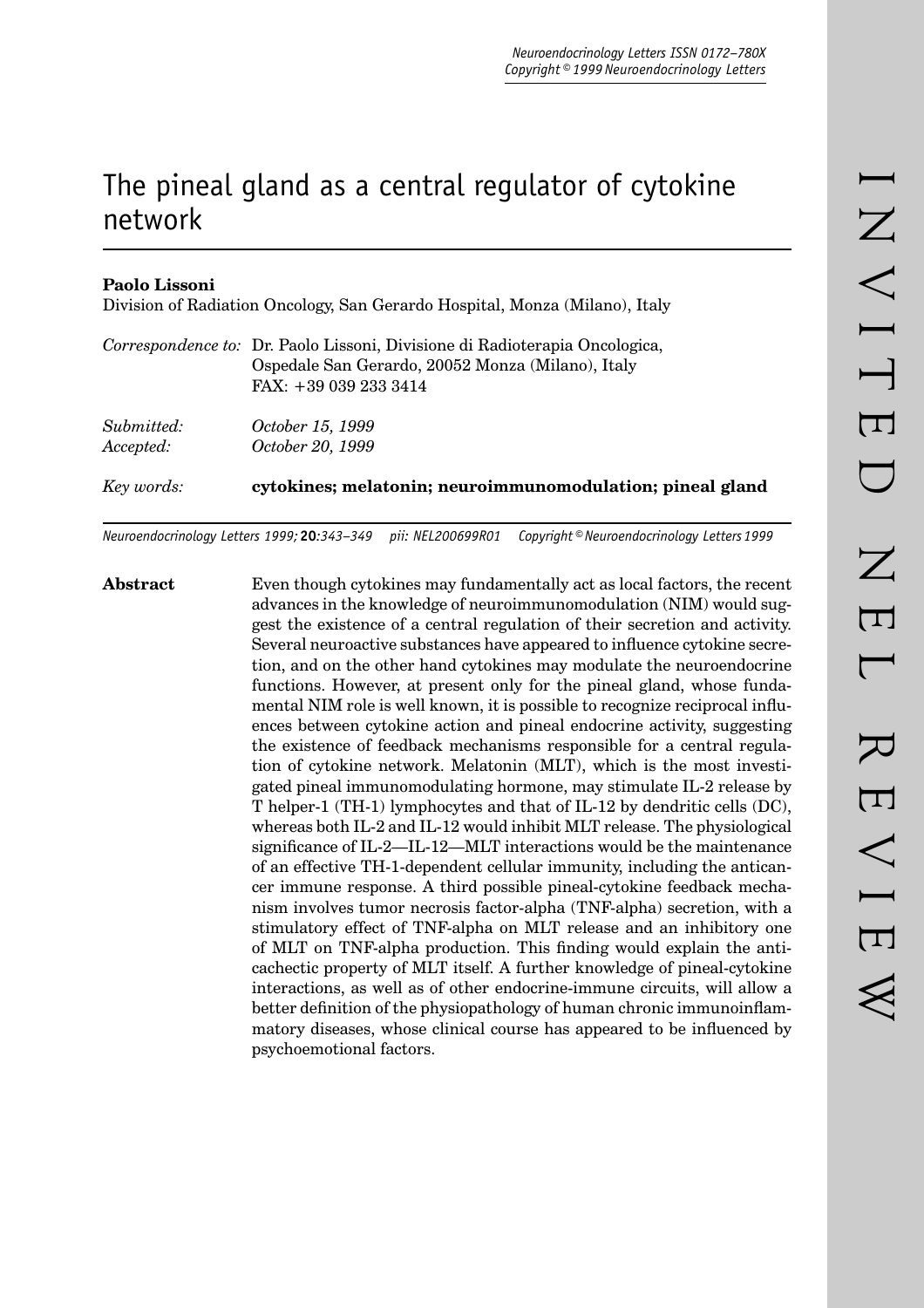# The pineal gland as a central regulator of cytokine network

**Paolo Lissoni**

Division of Radiation Oncology, San Gerardo Hospital, Monza (Milano), Italy

*Correspondence to:* Dr. Paolo Lissoni, Divisione di Radioterapia Oncologica, Ospedale San Gerardo, 20052 Monza (Milano), Italy
FAX: +39 039 233 3414

*Submitted:* *October 15, 1999*
*Accepted:* *October 20, 1999*

*Key words:* **cytokines; melatonin; neuroimmunomodulation; pineal gland**

**Abstract**

Even though cytokines may fundamentally act as local factors, the recent advances in the knowledge of neuroimmunomodulation (NIM) would suggest the existence of a central regulation of their secretion and activity. Several neuroactive substances have appeared to influence cytokine secretion, and on the other hand cytokines may modulate the neuroendocrine functions. However, at present only for the pineal gland, whose fundamental NIM role is well known, it is possible to recognize reciprocal influences between cytokine action and pineal endocrine activity, suggesting the existence of feedback mechanisms responsible for a central regulation of cytokine network. Melatonin (MLT), which is the most investigated pineal immunomodulating hormone, may stimulate IL-2 release by T helper-1 (TH-1) lymphocytes and that of IL-12 by dendritic cells (DC), whereas both IL-2 and IL-12 would inhibit MLT release. The physiological significance of IL-2—IL-12—MLT interactions would be the maintenance of an effective TH-1-dependent cellular immunity, including the anticancer immune response. A third possible pineal-cytokine feedback mechanism involves tumor necrosis factor-alpha (TNF-alpha) secretion, with a stimulatory effect of TNF-alpha on MLT release and an inhibitory one of MLT on TNF-alpha production. This finding would explain the anticachectic property of MLT itself. A further knowledge of pineal-cytokine interactions, as well as of other endocrine-immune circuits, will allow a better definition of the physiopathology of human chronic immunoinflammatory diseases, whose clinical course has appeared to be influenced by psychoemotional factors.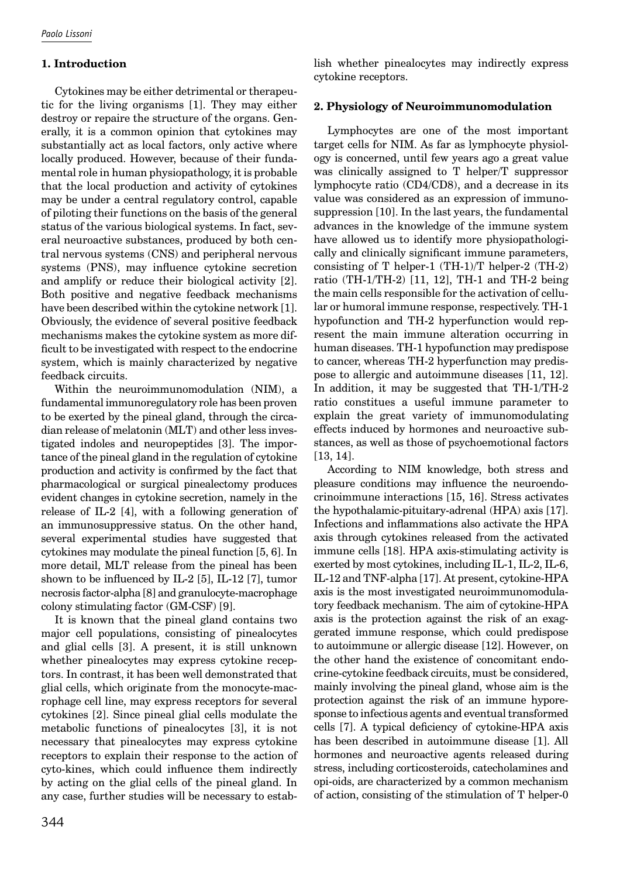## 1. Introduction

Cytokines may be either detrimental or therapeutic for the living organisms [1]. They may either destroy or repaire the structure of the organs. Generally, it is a common opinion that cytokines may substantially act as local factors, only active where locally produced. However, because of their fundamental role in human physiopathology, it is probable that the local production and activity of cytokines may be under a central regulatory control, capable of piloting their functions on the basis of the general status of the various biological systems. In fact, several neuroactive substances, produced by both central nervous systems (CNS) and peripheral nervous systems (PNS), may influence cytokine secretion and amplify or reduce their biological activity [2]. Both positive and negative feedback mechanisms have been described within the cytokine network [1]. Obviously, the evidence of several positive feedback mechanisms makes the cytokine system as more difficult to be investigated with respect to the endocrine system, which is mainly characterized by negative feedback circuits.

Within the neuroimmunomodulation (NIM), a fundamental immunoregulatory role has been proven to be exerted by the pineal gland, through the circadian release of melatonin (MLT) and other less investigated indoles and neuropeptides [3]. The importance of the pineal gland in the regulation of cytokine production and activity is confirmed by the fact that pharmacological or surgical pinealectomy produces evident changes in cytokine secretion, namely in the release of IL-2 [4], with a following generation of an immunosuppressive status. On the other hand, several experimental studies have suggested that cytokines may modulate the pineal function [5, 6]. In more detail, MLT release from the pineal has been shown to be influenced by IL-2 [5], IL-12 [7], tumor necrosis factor-alpha [8] and granulocyte-macrophage colony stimulating factor (GM-CSF) [9].

It is known that the pineal gland contains two major cell populations, consisting of pinealocytes and glial cells [3]. A present, it is still unknown whether pinealocytes may express cytokine receptors. In contrast, it has been well demonstrated that glial cells, which originate from the monocyte-macrophage cell line, may express receptors for several cytokines [2]. Since pineal glial cells modulate the metabolic functions of pinealocytes [3], it is not necessary that pinealocytes may express cytokine receptors to explain their response to the action of cyto-kines, which could influence them indirectly by acting on the glial cells of the pineal gland. In any case, further studies will be necessary to establish whether pinealocytes may indirectly express cytokine receptors.

## 2. Physiology of Neuroimmunomodulation

Lymphocytes are one of the most important target cells for NIM. As far as lymphocyte physiology is concerned, until few years ago a great value was clinically assigned to T helper/T suppressor lymphocyte ratio (CD4/CD8), and a decrease in its value was considered as an expression of immunosuppression [10]. In the last years, the fundamental advances in the knowledge of the immune system have allowed us to identify more physiopathologically and clinically significant immune parameters, consisting of T helper-1 (TH-1)/T helper-2 (TH-2) ratio (TH-1/TH-2) [11, 12], TH-1 and TH-2 being the main cells responsible for the activation of cellular or humoral immune response, respectively. TH-1 hypofunction and TH-2 hyperfunction would represent the main immune alteration occurring in human diseases. TH-1 hypofunction may predispose to cancer, whereas TH-2 hyperfunction may predispose to allergic and autoimmune diseases [11, 12]. In addition, it may be suggested that TH-1/TH-2 ratio constitues a useful immune parameter to explain the great variety of immunomodulating effects induced by hormones and neuroactive substances, as well as those of psychoemotional factors [13, 14].

According to NIM knowledge, both stress and pleasure conditions may influence the neuroendocrinoimmune interactions [15, 16]. Stress activates the hypothalamic-pituitary-adrenal (HPA) axis [17]. Infections and inflammations also activate the HPA axis through cytokines released from the activated immune cells [18]. HPA axis-stimulating activity is exerted by most cytokines, including IL-1, IL-2, IL-6, IL-12 and TNF-alpha [17]. At present, cytokine-HPA axis is the most investigated neuroimmunomodulatory feedback mechanism. The aim of cytokine-HPA axis is the protection against the risk of an exaggerated immune response, which could predispose to autoimmune or allergic disease [12]. However, on the other hand the existence of concomitant endocrine-cytokine feedback circuits, must be considered, mainly involving the pineal gland, whose aim is the protection against the risk of an immune hyporesponse to infectious agents and eventual transformed cells [7]. A typical deficiency of cytokine-HPA axis has been described in autoimmune disease [1]. All hormones and neuroactive agents released during stress, including corticosteroids, catecholamines and opi-oids, are characterized by a common mechanism of action, consisting of the stimulation of T helper-0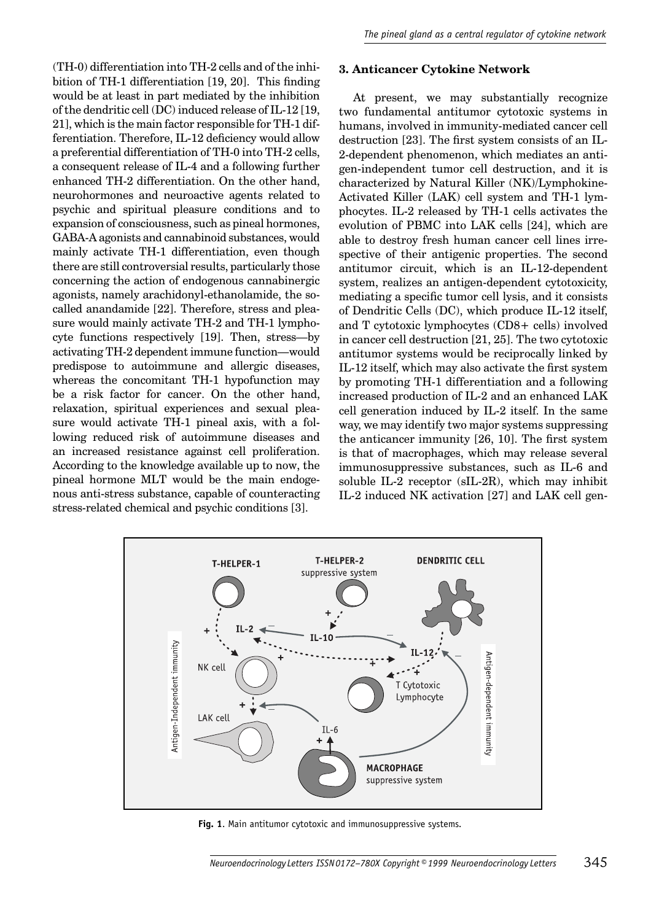(TH-0) differentiation into TH-2 cells and of the inhibition of TH-1 differentiation [19, 20]. This finding would be at least in part mediated by the inhibition of the dendritic cell (DC) induced release of IL-12 [19, 21], which is the main factor responsible for TH-1 differentiation. Therefore, IL-12 deficiency would allow a preferential differentiation of TH-0 into TH-2 cells, a consequent release of IL-4 and a following further enhanced TH-2 differentiation. On the other hand, neurohormones and neuroactive agents related to psychic and spiritual pleasure conditions and to expansion of consciousness, such as pineal hormones, GABA-A agonists and cannabinoid substances, would mainly activate TH-1 differentiation, even though there are still controversial results, particularly those concerning the action of endogenous cannabinergic agonists, namely arachidonyl-ethanolamide, the so-called anandamide [22]. Therefore, stress and pleasure would mainly activate TH-2 and TH-1 lymphocyte functions respectively [19]. Then, stress—by activating TH-2 dependent immune function—would predispose to autoimmune and allergic diseases, whereas the concomitant TH-1 hypofunction may be a risk factor for cancer. On the other hand, relaxation, spiritual experiences and sexual pleasure would activate TH-1 pineal axis, with a following reduced risk of autoimmune diseases and an increased resistance against cell proliferation. According to the knowledge available up to now, the pineal hormone MLT would be the main endogenous anti-stress substance, capable of counteracting stress-related chemical and psychic conditions [3].

## 3. Anticancer Cytokine Network

At present, we may substantially recognize two fundamental antitumor cytotoxic systems in humans, involved in immunity-mediated cancer cell destruction [23]. The first system consists of an IL-2-dependent phenomenon, which mediates an antigen-independent tumor cell destruction, and it is characterized by Natural Killer (NK)/Lymphokine-Activated Killer (LAK) cell system and TH-1 lymphocytes. IL-2 released by TH-1 cells activates the evolution of PBMC into LAK cells [24], which are able to destroy fresh human cancer cell lines irrespective of their antigenic properties. The second antitumor circuit, which is an IL-12-dependent system, realizes an antigen-dependent cytotoxicity, mediating a specific tumor cell lysis, and it consists of Dendritic Cells (DC), which produce IL-12 itself, and T cytotoxic lymphocytes (CD8+ cells) involved in cancer cell destruction [21, 25]. The two cytotoxic antitumor systems would be reciprocally linked by IL-12 itself, which may also activate the first system by promoting TH-1 differentiation and a following increased production of IL-2 and an enhanced LAK cell generation induced by IL-2 itself. In the same way, we may identify two major systems suppressing the anticancer immunity [26, 10]. The first system is that of macrophages, which may release several immunosuppressive substances, such as IL-6 and soluble IL-2 receptor (sIL-2R), which may inhibit IL-2 induced NK activation [27] and LAK cell gen-

Fig. 1. Main antitumor cytotoxic and immunosuppressive systems.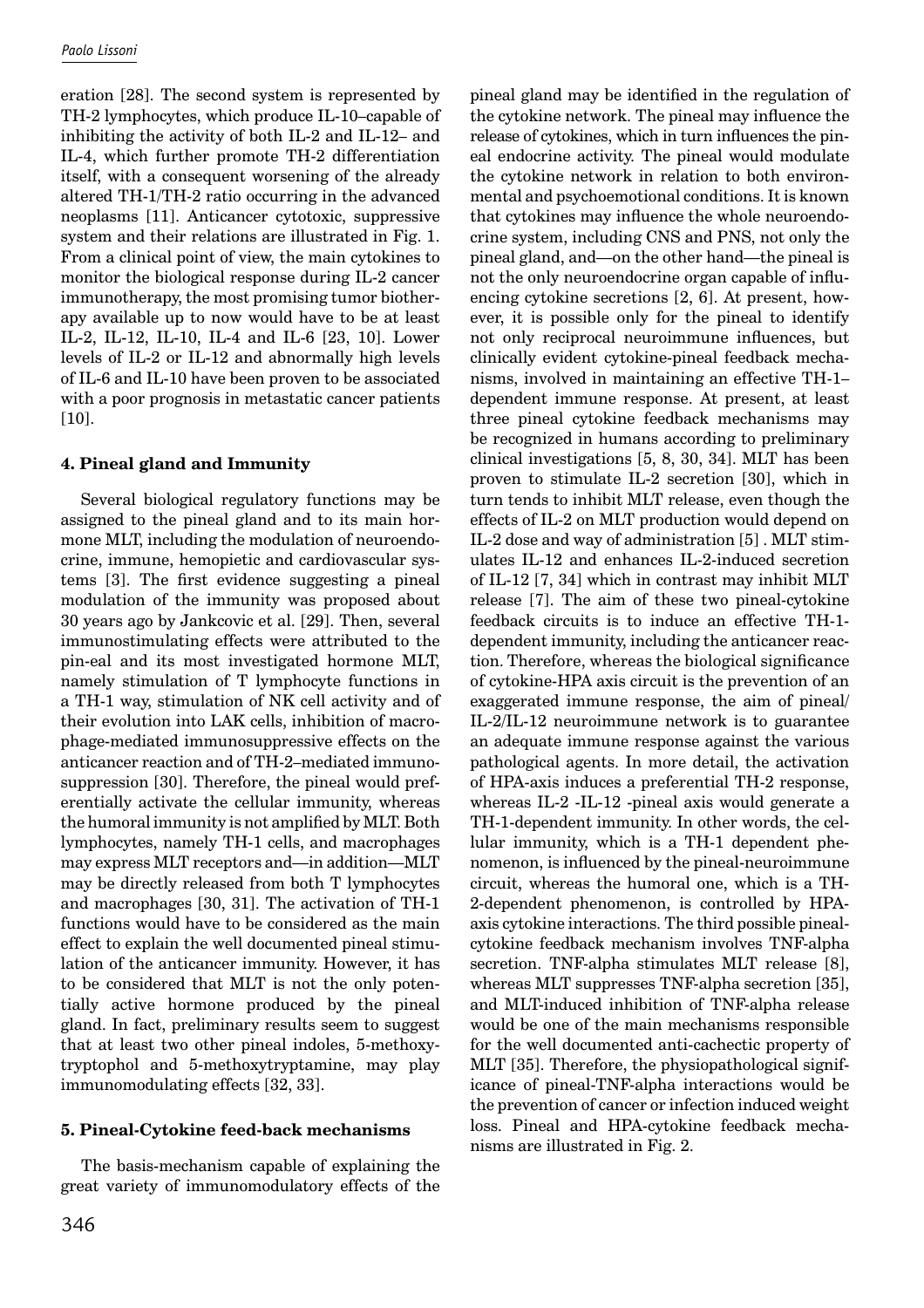eration [28]. The second system is represented by TH-2 lymphocytes, which produce IL-10–capable of inhibiting the activity of both IL-2 and IL-12– and IL-4, which further promote TH-2 differentiation itself, with a consequent worsening of the already altered TH-1/TH-2 ratio occurring in the advanced neoplasms [11]. Anticancer cytotoxic, suppressive system and their relations are illustrated in Fig. 1. From a clinical point of view, the main cytokines to monitor the biological response during IL-2 cancer immunotherapy, the most promising tumor biotherapy available up to now would have to be at least IL-2, IL-12, IL-10, IL-4 and IL-6 [23, 10]. Lower levels of IL-2 or IL-12 and abnormally high levels of IL-6 and IL-10 have been proven to be associated with a poor prognosis in metastatic cancer patients [10].

## 4. Pineal gland and Immunity

Several biological regulatory functions may be assigned to the pineal gland and to its main hormone MLT, including the modulation of neuroendocrine, immune, hemopietic and cardiovascular systems [3]. The first evidence suggesting a pineal modulation of the immunity was proposed about 30 years ago by Jankcovic et al. [29]. Then, several immunostimulating effects were attributed to the pin-eal and its most investigated hormone MLT, namely stimulation of T lymphocyte functions in a TH-1 way, stimulation of NK cell activity and of their evolution into LAK cells, inhibition of macrophage-mediated immunosuppressive effects on the anticancer reaction and of TH-2–mediated immunosuppression [30]. Therefore, the pineal would preferentially activate the cellular immunity, whereas the humoral immunity is not amplified by MLT. Both lymphocytes, namely TH-1 cells, and macrophages may express MLT receptors and—in addition—MLT may be directly released from both T lymphocytes and macrophages [30, 31]. The activation of TH-1 functions would have to be considered as the main effect to explain the well documented pineal stimulation of the anticancer immunity. However, it has to be considered that MLT is not the only potentially active hormone produced by the pineal gland. In fact, preliminary results seem to suggest that at least two other pineal indoles, 5-methoxytryptophol and 5-methoxytryptamine, may play immunomodulating effects [32, 33].

## 5. Pineal-Cytokine feed-back mechanisms

The basis-mechanism capable of explaining the great variety of immunomodulatory effects of the pineal gland may be identified in the regulation of the cytokine network. The pineal may influence the release of cytokines, which in turn influences the pineal endocrine activity. The pineal would modulate the cytokine network in relation to both environmental and psychoemotional conditions. It is known that cytokines may influence the whole neuroendocrine system, including CNS and PNS, not only the pineal gland, and—on the other hand—the pineal is not the only neuroendocrine organ capable of influencing cytokine secretions [2, 6]. At present, however, it is possible only for the pineal to identify not only reciprocal neuroimmune influences, but clinically evident cytokine-pineal feedback mechanisms, involved in maintaining an effective TH-1–dependent immune response. At present, at least three pineal cytokine feedback mechanisms may be recognized in humans according to preliminary clinical investigations [5, 8, 30, 34]. MLT has been proven to stimulate IL-2 secretion [30], which in turn tends to inhibit MLT release, even though the effects of IL-2 on MLT production would depend on IL-2 dose and way of administration [5] . MLT stimulates IL-12 and enhances IL-2-induced secretion of IL-12 [7, 34] which in contrast may inhibit MLT release [7]. The aim of these two pineal-cytokine feedback circuits is to induce an effective TH-1-dependent immunity, including the anticancer reaction. Therefore, whereas the biological significance of cytokine-HPA axis circuit is the prevention of an exaggerated immune response, the aim of pineal/ IL-2/IL-12 neuroimmune network is to guarantee an adequate immune response against the various pathological agents. In more detail, the activation of HPA-axis induces a preferential TH-2 response, whereas IL-2 -IL-12 -pineal axis would generate a TH-1-dependent immunity. In other words, the cellular immunity, which is a TH-1 dependent phenomenon, is influenced by the pineal-neuroimmune circuit, whereas the humoral one, which is a TH-2-dependent phenomenon, is controlled by HPA-axis cytokine interactions. The third possible pineal-cytokine feedback mechanism involves TNF-alpha secretion. TNF-alpha stimulates MLT release [8], whereas MLT suppresses TNF-alpha secretion [35], and MLT-induced inhibition of TNF-alpha release would be one of the main mechanisms responsible for the well documented anti-cachectic property of MLT [35]. Therefore, the physiopathological significance of pineal-TNF-alpha interactions would be the prevention of cancer or infection induced weight loss. Pineal and HPA-cytokine feedback mechanisms are illustrated in Fig. 2.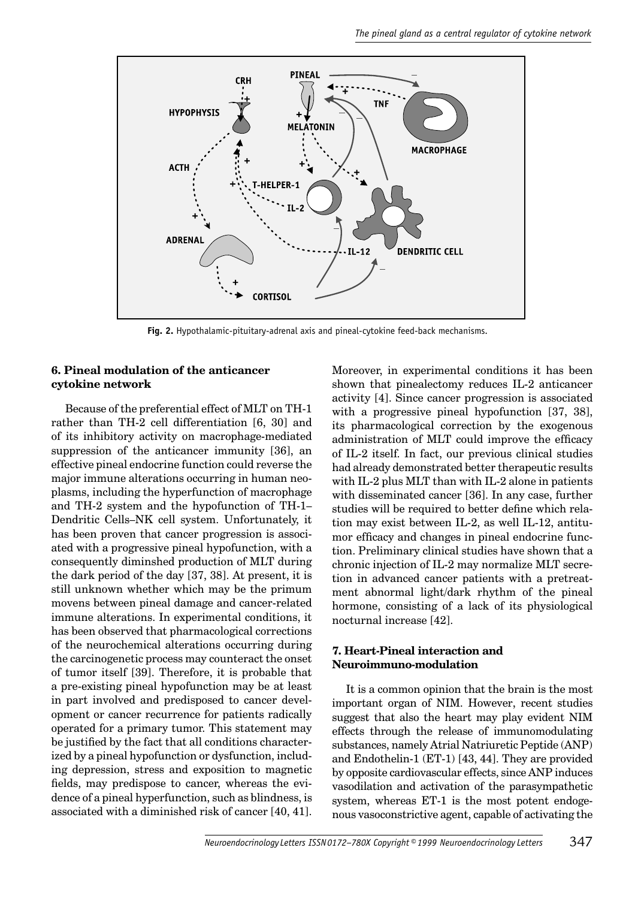Fig. 2. Hypothalamic-pituitary-adrenal axis and pineal-cytokine feed-back mechanisms.

### 6. Pineal modulation of the anticancer cytokine network

Because of the preferential effect of MLT on TH-1 rather than TH-2 cell differentiation [6, 30] and of its inhibitory activity on macrophage-mediated suppression of the anticancer immunity [36], an effective pineal endocrine function could reverse the major immune alterations occurring in human neoplasms, including the hyperfunction of macrophage and TH-2 system and the hypofunction of TH-1–Dendritic Cells–NK cell system. Unfortunately, it has been proven that cancer progression is associated with a progressive pineal hypofunction, with a consequently diminshed production of MLT during the dark period of the day [37, 38]. At present, it is still unknown whether which may be the primum movens between pineal damage and cancer-related immune alterations. In experimental conditions, it has been observed that pharmacological corrections of the neurochemical alterations occurring during the carcinogenetic process may counteract the onset of tumor itself [39]. Therefore, it is probable that a pre-existing pineal hypofunction may be at least in part involved and predisposed to cancer development or cancer recurrence for patients radically operated for a primary tumor. This statement may be justified by the fact that all conditions characterized by a pineal hypofunction or dysfunction, including depression, stress and exposition to magnetic fields, may predispose to cancer, whereas the evidence of a pineal hyperfunction, such as blindness, is associated with a diminished risk of cancer [40, 41]. Moreover, in experimental conditions it has been shown that pinealectomy reduces IL-2 anticancer activity [4]. Since cancer progression is associated with a progressive pineal hypofunction [37, 38], its pharmacological correction by the exogenous administration of MLT could improve the efficacy of IL-2 itself. In fact, our previous clinical studies had already demonstrated better therapeutic results with IL-2 plus MLT than with IL-2 alone in patients with disseminated cancer [36]. In any case, further studies will be required to better define which relation may exist between IL-2, as well IL-12, antitumor efficacy and changes in pineal endocrine function. Preliminary clinical studies have shown that a chronic injection of IL-2 may normalize MLT secretion in advanced cancer patients with a pretreatment abnormal light/dark rhythm of the pineal hormone, consisting of a lack of its physiological nocturnal increase [42].

### 7. Heart-Pineal interaction and Neuroimmuno-modulation

It is a common opinion that the brain is the most important organ of NIM. However, recent studies suggest that also the heart may play evident NIM effects through the release of immunomodulating substances, namely Atrial Natriuretic Peptide (ANP) and Endothelin-1 (ET-1) [43, 44]. They are provided by opposite cardiovascular effects, since ANP induces vasodilation and activation of the parasympathetic system, whereas ET-1 is the most potent endogenous vasoconstrictive agent, capable of activating the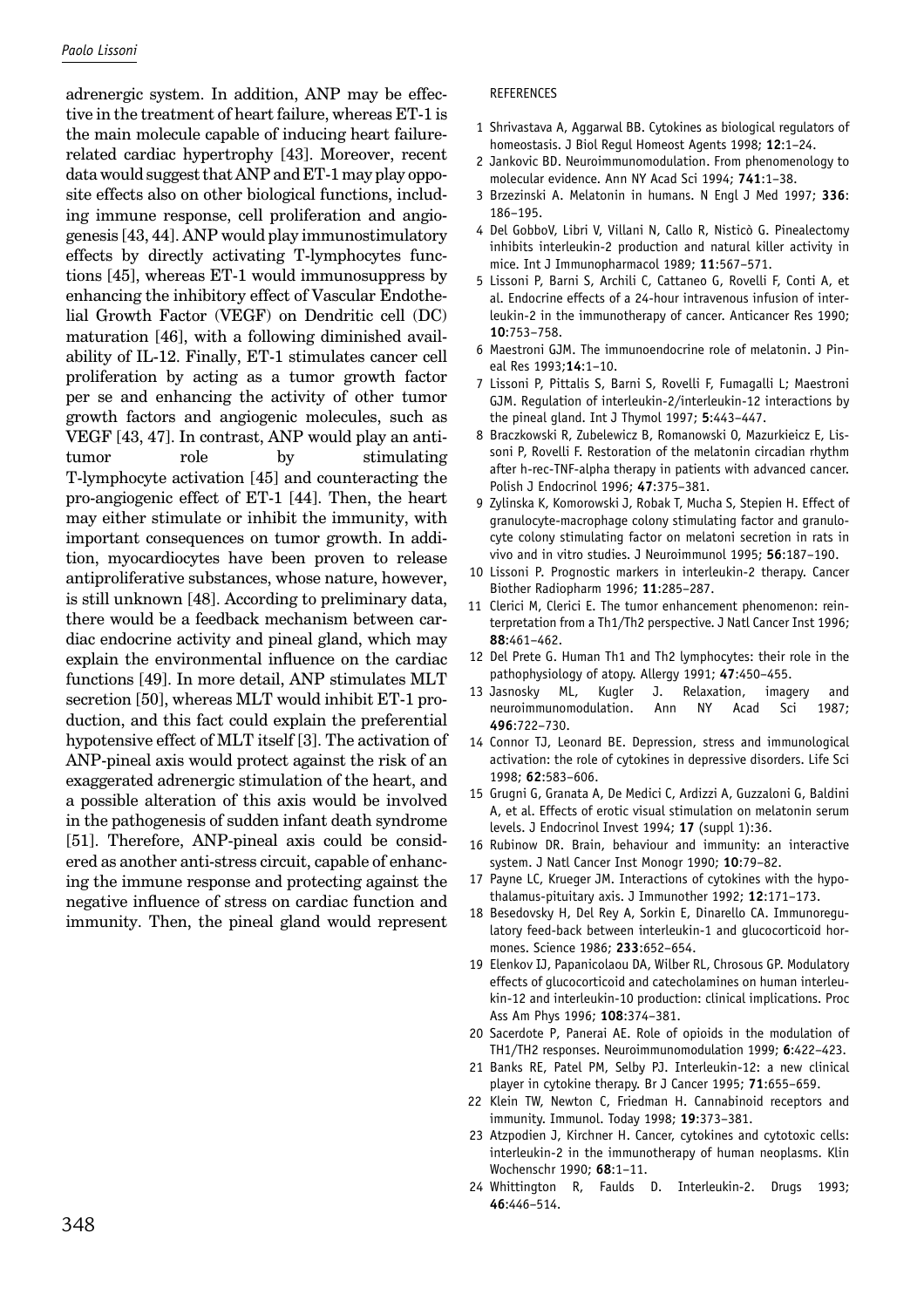adrenergic system. In addition, ANP may be effective in the treatment of heart failure, whereas ET-1 is the main molecule capable of inducing heart failure-related cardiac hypertrophy [43]. Moreover, recent data would suggest that ANP and ET-1 may play opposite effects also on other biological functions, including immune response, cell proliferation and angiogenesis [43, 44]. ANP would play immunostimulatory effects by directly activating T-lymphocytes functions [45], whereas ET-1 would immunosuppress by enhancing the inhibitory effect of Vascular Endothelial Growth Factor (VEGF) on Dendritic cell (DC) maturation [46], with a following diminished availability of IL-12. Finally, ET-1 stimulates cancer cell proliferation by acting as a tumor growth factor per se and enhancing the activity of other tumor growth factors and angiogenic molecules, such as VEGF [43, 47]. In contrast, ANP would play an antitumor role by stimulating T-lymphocyte activation [45] and counteracting the pro-angiogenic effect of ET-1 [44]. Then, the heart may either stimulate or inhibit the immunity, with important consequences on tumor growth. In addition, myocardiocytes have been proven to release antiproliferative substances, whose nature, however, is still unknown [48]. According to preliminary data, there would be a feedback mechanism between cardiac endocrine activity and pineal gland, which may explain the environmental influence on the cardiac functions [49]. In more detail, ANP stimulates MLT secretion [50], whereas MLT would inhibit ET-1 production, and this fact could explain the preferential hypotensive effect of MLT itself [3]. The activation of ANP-pineal axis would protect against the risk of an exaggerated adrenergic stimulation of the heart, and a possible alteration of this axis would be involved in the pathogenesis of sudden infant death syndrome [51]. Therefore, ANP-pineal axis could be considered as another anti-stress circuit, capable of enhancing the immune response and protecting against the negative influence of stress on cardiac function and immunity. Then, the pineal gland would represent

REFERENCES

1. Shrivastava A, Aggarwal BB. Cytokines as biological regulators of homeostasis. J Biol Regul Homeost Agents 1998; **12**:1–24.
2. Jankovic BD. Neuroimmunomodulation. From phenomenology to molecular evidence. Ann NY Acad Sci 1994; **741**:1–38.
3. Brzezinski A. Melatonin in humans. N Engl J Med 1997; **336**: 186–195.
4. Del GobboV, Libri V, Villani N, Callo R, Nisticò G. Pinealectomy inhibits interleukin-2 production and natural killer activity in mice. Int J Immunopharmacol 1989; **11**:567–571.
5. Lissoni P, Barni S, Archili C, Cattaneo G, Rovelli F, Conti A, et al. Endocrine effects of a 24-hour intravenous infusion of interleukin-2 in the immunotherapy of cancer. Anticancer Res 1990; **10**:753–758.
6. Maestroni GJM. The immunoendocrine role of melatonin. J Pineal Res 1993;**14**:1–10.
7. Lissoni P, Pittalis S, Barni S, Rovelli F, Fumagalli L; Maestroni GJM. Regulation of interleukin-2/interleukin-12 interactions by the pineal gland. Int J Thymol 1997; **5**:443–447.
8. Braczkowski R, Zubelewicz B, Romanowski O, Mazurkieicz E, Lissoni P, Rovelli F. Restoration of the melatonin circadian rhythm after h-rec-TNF-alpha therapy in patients with advanced cancer. Polish J Endocrinol 1996; **47**:375–381.
9. Zylinska K, Komorowski J, Robak T, Mucha S, Stepien H. Effect of granulocyte-macrophage colony stimulating factor and granulocyte colony stimulating factor on melatoni secretion in rats in vivo and in vitro studies. J Neuroimmunol 1995; **56**:187–190.
10. Lissoni P. Prognostic markers in interleukin-2 therapy. Cancer Biother Radiopharm 1996; **11**:285–287.
11. Clerici M, Clerici E. The tumor enhancement phenomenon: reinterpretation from a Th1/Th2 perspective. J Natl Cancer Inst 1996; **88**:461–462.
12. Del Prete G. Human Th1 and Th2 lymphocytes: their role in the pathophysiology of atopy. Allergy 1991; **47**:450–455.
13. Jasnosky ML, Kugler J. Relaxation, imagery and neuroimmunomodulation. Ann NY Acad Sci 1987; **496**:722–730.
14. Connor TJ, Leonard BE. Depression, stress and immunological activation: the role of cytokines in depressive disorders. Life Sci 1998; **62**:583–606.
15. Grugni G, Granata A, De Medici C, Ardizzi A, Guzzaloni G, Baldini A, et al. Effects of erotic visual stimulation on melatonin serum levels. J Endocrinol Invest 1994; **17** (suppl 1):36.
16. Rubinow DR. Brain, behaviour and immunity: an interactive system. J Natl Cancer Inst Monogr 1990; **10**:79–82.
17. Payne LC, Krueger JM. Interactions of cytokines with the hypothalamus-pituitary axis. J Immunother 1992; **12**:171–173.
18. Besedovsky H, Del Rey A, Sorkin E, Dinarello CA. Immunoregulatory feed-back between interleukin-1 and glucocorticoid hormones. Science 1986; **233**:652–654.
19. Elenkov IJ, Papanicolaou DA, Wilber RL, Chrosous GP. Modulatory effects of glucocorticoid and catecholamines on human interleukin-12 and interleukin-10 production: clinical implications. Proc Ass Am Phys 1996; **108**:374–381.
20. Sacerdote P, Panerai AE. Role of opioids in the modulation of TH1/TH2 responses. Neuroimmunomodulation 1999; **6**:422–423.
21. Banks RE, Patel PM, Selby PJ. Interleukin-12: a new clinical player in cytokine therapy. Br J Cancer 1995; **71**:655–659.
22. Klein TW, Newton C, Friedman H. Cannabinoid receptors and immunity. Immunol. Today 1998; **19**:373–381.
23. Atzpodien J, Kirchner H. Cancer, cytokines and cytotoxic cells: interleukin-2 in the immunotherapy of human neoplasms. Klin Wochenschr 1990; **68**:1–11.
24. Whittington R, Faulds D. Interleukin-2. Drugs 1993; **46**:446–514.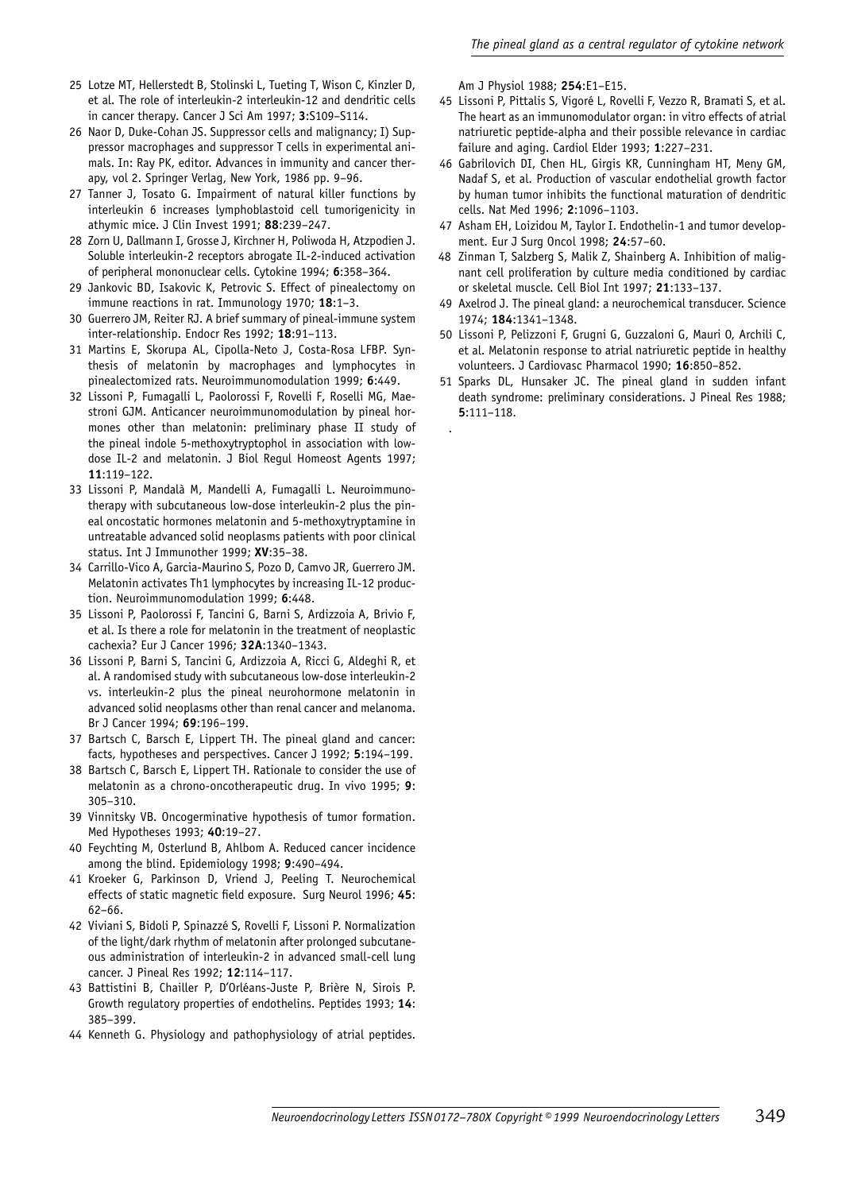25 Lotze MT, Hellerstedt B, Stolinski L, Tueting T, Wison C, Kinzler D, et al. The role of interleukin-2 interleukin-12 and dendritic cells in cancer therapy. Cancer J Sci Am 1997; **3**:S109–S114.

26 Naor D, Duke-Cohan JS. Suppressor cells and malignancy; I) Suppressor macrophages and suppressor T cells in experimental animals. In: Ray PK, editor. Advances in immunity and cancer therapy, vol 2. Springer Verlag, New York, 1986 pp. 9–96.

27 Tanner J, Tosato G. Impairment of natural killer functions by interleukin 6 increases lymphoblastoid cell tumorigenicity in athymic mice. J Clin Invest 1991; **88**:239–247.

28 Zorn U, Dallmann I, Grosse J, Kirchner H, Poliwoda H, Atzpodien J. Soluble interleukin-2 receptors abrogate IL-2-induced activation of peripheral mononuclear cells. Cytokine 1994; **6**:358–364.

29 Jankovic BD, Isakovic K, Petrovic S. Effect of pinealectomy on immune reactions in rat. Immunology 1970; **18**:1–3.

30 Guerrero JM, Reiter RJ. A brief summary of pineal-immune system inter-relationship. Endocr Res 1992; **18**:91–113.

31 Martins E, Skorupa AL, Cipolla-Neto J, Costa-Rosa LFBP. Synthesis of melatonin by macrophages and lymphocytes in pinealectomized rats. Neuroimmunomodulation 1999; **6**:449.

32 Lissoni P, Fumagalli L, Paolorossi F, Rovelli F, Roselli MG, Maestroni GJM. Anticancer neuroimmunomodulation by pineal hormones other than melatonin: preliminary phase II study of the pineal indole 5-methoxytryptophol in association with low-dose IL-2 and melatonin. J Biol Regul Homeost Agents 1997; **11**:119–122.

33 Lissoni P, Mandalà M, Mandelli A, Fumagalli L. Neuroimmunotherapy with subcutaneous low-dose interleukin-2 plus the pineal oncostatic hormones melatonin and 5-methoxytryptamine in untreatable advanced solid neoplasms patients with poor clinical status. Int J Immunother 1999; **XV**:35–38.

34 Carrillo-Vico A, Garcia-Maurino S, Pozo D, Camvo JR, Guerrero JM. Melatonin activates Th1 lymphocytes by increasing IL-12 production. Neuroimmunomodulation 1999; **6**:448.

35 Lissoni P, Paolorossi F, Tancini G, Barni S, Ardizzoia A, Brivio F, et al. Is there a role for melatonin in the treatment of neoplastic cachexia? Eur J Cancer 1996; **32A**:1340–1343.

36 Lissoni P, Barni S, Tancini G, Ardizzoia A, Ricci G, Aldeghi R, et al. A randomised study with subcutaneous low-dose interleukin-2 vs. interleukin-2 plus the pineal neurohormone melatonin in advanced solid neoplasms other than renal cancer and melanoma. Br J Cancer 1994; **69**:196–199.

37 Bartsch C, Barsch E, Lippert TH. The pineal gland and cancer: facts, hypotheses and perspectives. Cancer J 1992; **5**:194–199.

38 Bartsch C, Barsch E, Lippert TH. Rationale to consider the use of melatonin as a chrono-oncotherapeutic drug. In vivo 1995; **9**: 305–310.

39 Vinnitsky VB. Oncogerminative hypothesis of tumor formation. Med Hypotheses 1993; **40**:19–27.

40 Feychting M, Osterlund B, Ahlbom A. Reduced cancer incidence among the blind. Epidemiology 1998; **9**:490–494.

41 Kroeker G, Parkinson D, Vriend J, Peeling T. Neurochemical effects of static magnetic field exposure. Surg Neurol 1996; **45**: 62–66.

42 Viviani S, Bidoli P, Spinazzé S, Rovelli F, Lissoni P. Normalization of the light/dark rhythm of melatonin after prolonged subcutaneous administration of interleukin-2 in advanced small-cell lung cancer. J Pineal Res 1992; **12**:114–117.

43 Battistini B, Chailler P, D'Orléans-Juste P, Brière N, Sirois P. Growth regulatory properties of endothelins. Peptides 1993; **14**: 385–399.

44 Kenneth G. Physiology and pathophysiology of atrial peptides. Am J Physiol 1988; **254**:E1–E15.

45 Lissoni P, Pittalis S, Vigoré L, Rovelli F, Vezzo R, Bramati S, et al. The heart as an immunomodulator organ: in vitro effects of atrial natriuretic peptide-alpha and their possible relevance in cardiac failure and aging. Cardiol Elder 1993; **1**:227–231.

46 Gabrilovich DI, Chen HL, Girgis KR, Cunningham HT, Meny GM, Nadaf S, et al. Production of vascular endothelial growth factor by human tumor inhibits the functional maturation of dendritic cells. Nat Med 1996; **2**:1096–1103.

47 Asham EH, Loizidou M, Taylor I. Endothelin-1 and tumor development. Eur J Surg Oncol 1998; **24**:57–60.

48 Zinman T, Salzberg S, Malik Z, Shainberg A. Inhibition of malignant cell proliferation by culture media conditioned by cardiac or skeletal muscle. Cell Biol Int 1997; **21**:133–137.

49 Axelrod J. The pineal gland: a neurochemical transducer. Science 1974; **184**:1341–1348.

50 Lissoni P, Pelizzoni F, Grugni G, Guzzaloni G, Mauri O, Archili C, et al. Melatonin response to atrial natriuretic peptide in healthy volunteers. J Cardiovasc Pharmacol 1990; **16**:850–852.

51 Sparks DL, Hunsaker JC. The pineal gland in sudden infant death syndrome: preliminary considerations. J Pineal Res 1988; **5**:111–118.